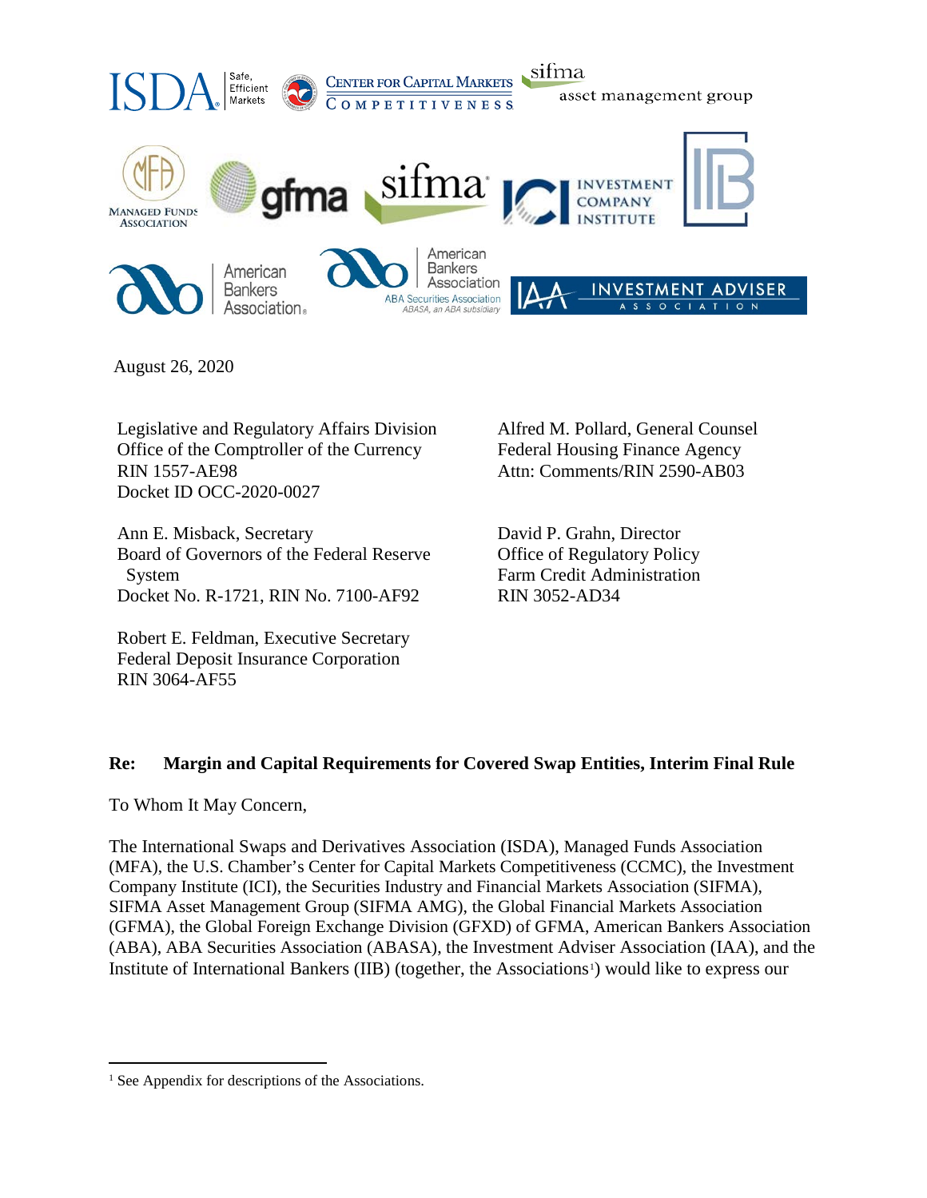August 26, 2020

Legislative and Regulatory Affairs Division
Office of the Comptroller of the Currency
RIN 1557-AE98
Docket ID OCC-2020-0027

Alfred M. Pollard, General Counsel
Federal Housing Finance Agency
Attn: Comments/RIN 2590-AB03

Ann E. Misback, Secretary
Board of Governors of the Federal Reserve System
Docket No. R-1721, RIN No. 7100-AF92

David P. Grahn, Director
Office of Regulatory Policy
Farm Credit Administration
RIN 3052-AD34

Robert E. Feldman, Executive Secretary
Federal Deposit Insurance Corporation
RIN 3064-AF55

**Re: Margin and Capital Requirements for Covered Swap Entities, Interim Final Rule**

To Whom It May Concern,

The International Swaps and Derivatives Association (ISDA), Managed Funds Association (MFA), the U.S. Chamber's Center for Capital Markets Competitiveness (CCMC), the Investment Company Institute (ICI), the Securities Industry and Financial Markets Association (SIFMA), SIFMA Asset Management Group (SIFMA AMG), the Global Financial Markets Association (GFMA), the Global Foreign Exchange Division (GFXD) of GFMA, American Bankers Association (ABA), ABA Securities Association (ABASA), the Investment Adviser Association (IAA), and the Institute of International Bankers (IIB) (together, the Associations[1]) would like to express our

[1] See Appendix for descriptions of the Associations.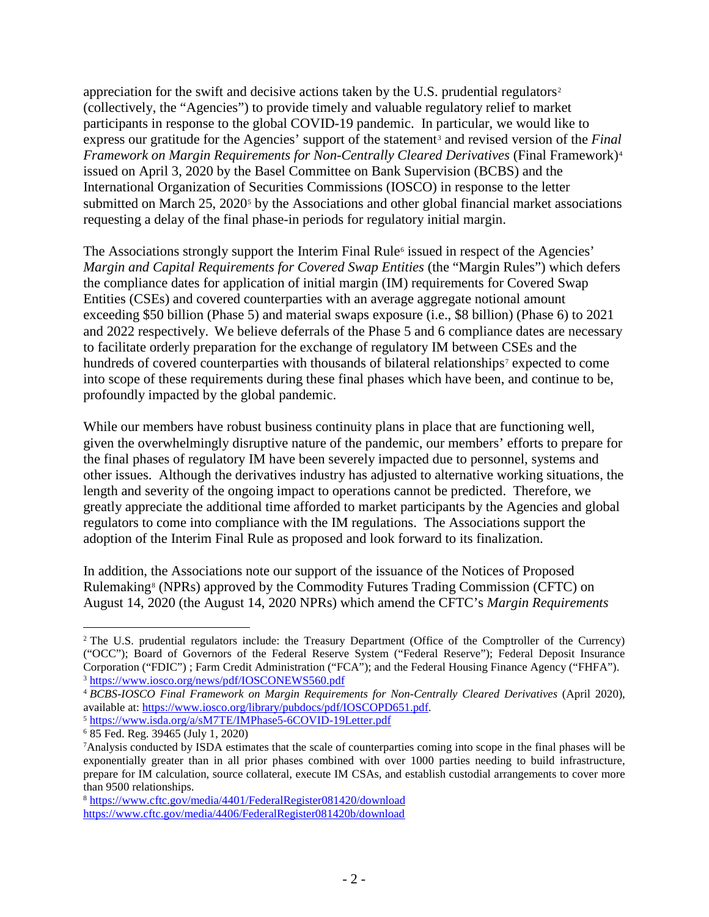appreciation for the swift and decisive actions taken by the U.S. prudential regulators[2] (collectively, the "Agencies") to provide timely and valuable regulatory relief to market participants in response to the global COVID-19 pandemic. In particular, we would like to express our gratitude for the Agencies' support of the statement[3] and revised version of the *Final Framework on Margin Requirements for Non-Centrally Cleared Derivatives* (Final Framework)[4] issued on April 3, 2020 by the Basel Committee on Bank Supervision (BCBS) and the International Organization of Securities Commissions (IOSCO) in response to the letter submitted on March 25, 2020[5] by the Associations and other global financial market associations requesting a delay of the final phase-in periods for regulatory initial margin.

The Associations strongly support the Interim Final Rule[6] issued in respect of the Agencies' *Margin and Capital Requirements for Covered Swap Entities* (the "Margin Rules") which defers the compliance dates for application of initial margin (IM) requirements for Covered Swap Entities (CSEs) and covered counterparties with an average aggregate notional amount exceeding $50 billion (Phase 5) and material swaps exposure (i.e., $8 billion) (Phase 6) to 2021 and 2022 respectively. We believe deferrals of the Phase 5 and 6 compliance dates are necessary to facilitate orderly preparation for the exchange of regulatory IM between CSEs and the hundreds of covered counterparties with thousands of bilateral relationships[7] expected to come into scope of these requirements during these final phases which have been, and continue to be, profoundly impacted by the global pandemic.

While our members have robust business continuity plans in place that are functioning well, given the overwhelmingly disruptive nature of the pandemic, our members' efforts to prepare for the final phases of regulatory IM have been severely impacted due to personnel, systems and other issues. Although the derivatives industry has adjusted to alternative working situations, the length and severity of the ongoing impact to operations cannot be predicted. Therefore, we greatly appreciate the additional time afforded to market participants by the Agencies and global regulators to come into compliance with the IM regulations. The Associations support the adoption of the Interim Final Rule as proposed and look forward to its finalization.

In addition, the Associations note our support of the issuance of the Notices of Proposed Rulemaking[8] (NPRs) approved by the Commodity Futures Trading Commission (CFTC) on August 14, 2020 (the August 14, 2020 NPRs) which amend the CFTC's *Margin Requirements*

---

[2] The U.S. prudential regulators include: the Treasury Department (Office of the Comptroller of the Currency) ("OCC"); Board of Governors of the Federal Reserve System ("Federal Reserve"); Federal Deposit Insurance Corporation ("FDIC") ; Farm Credit Administration ("FCA"); and the Federal Housing Finance Agency ("FHFA").

[3] https://www.iosco.org/news/pdf/IOSCONEWS560.pdf

[4] *BCBS-IOSCO Final Framework on Margin Requirements for Non-Centrally Cleared Derivatives* (April 2020), available at: https://www.iosco.org/library/pubdocs/pdf/IOSCOPD651.pdf.

[5] https://www.isda.org/a/sM7TE/IMPhase5-6COVID-19Letter.pdf

[6] 85 Fed. Reg. 39465 (July 1, 2020)

[7] Analysis conducted by ISDA estimates that the scale of counterparties coming into scope in the final phases will be exponentially greater than in all prior phases combined with over 1000 parties needing to build infrastructure, prepare for IM calculation, source collateral, execute IM CSAs, and establish custodial arrangements to cover more than 9500 relationships.

[8] https://www.cftc.gov/media/4401/FederalRegister081420/download
https://www.cftc.gov/media/4406/FederalRegister081420b/download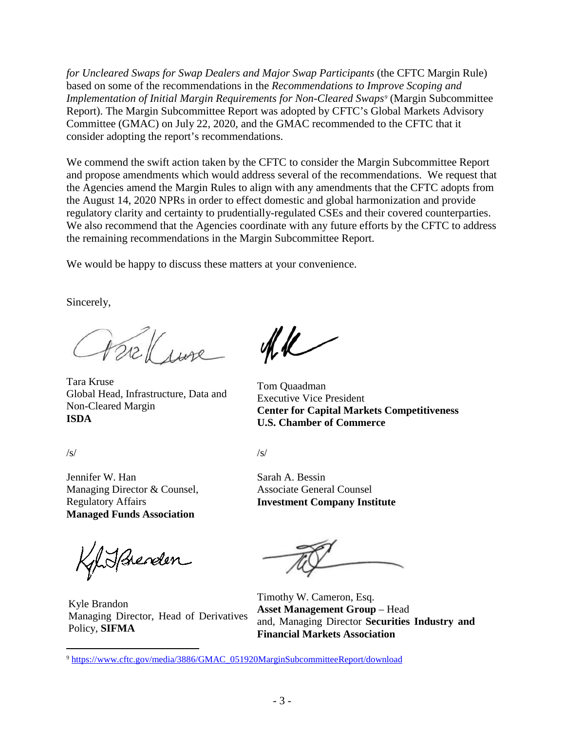*for Uncleared Swaps for Swap Dealers and Major Swap Participants* (the CFTC Margin Rule) based on some of the recommendations in the *Recommendations to Improve Scoping and Implementation of Initial Margin Requirements for Non-Cleared Swaps*[9] (Margin Subcommittee Report). The Margin Subcommittee Report was adopted by CFTC's Global Markets Advisory Committee (GMAC) on July 22, 2020, and the GMAC recommended to the CFTC that it consider adopting the report's recommendations.

We commend the swift action taken by the CFTC to consider the Margin Subcommittee Report and propose amendments which would address several of the recommendations. We request that the Agencies amend the Margin Rules to align with any amendments that the CFTC adopts from the August 14, 2020 NPRs in order to effect domestic and global harmonization and provide regulatory clarity and certainty to prudentially-regulated CSEs and their covered counterparties. We also recommend that the Agencies coordinate with any future efforts by the CFTC to address the remaining recommendations in the Margin Subcommittee Report.

We would be happy to discuss these matters at your convenience.

Sincerely,

Tara Kruse
Global Head, Infrastructure, Data and Non-Cleared Margin
**ISDA**

Tom Quaadman
Executive Vice President
**Center for Capital Markets Competitiveness**
**U.S. Chamber of Commerce**

/s/

Jennifer W. Han
Managing Director & Counsel, Regulatory Affairs
**Managed Funds Association**

/s/

Sarah A. Bessin
Associate General Counsel
**Investment Company Institute**

Kyle Brandon
Managing Director, Head of Derivatives Policy, **SIFMA**

Timothy W. Cameron, Esq.
**Asset Management Group** – Head and, Managing Director **Securities Industry and Financial Markets Association**

---

[9] https://www.cftc.gov/media/3886/GMAC_051920MarginSubcommitteeReport/download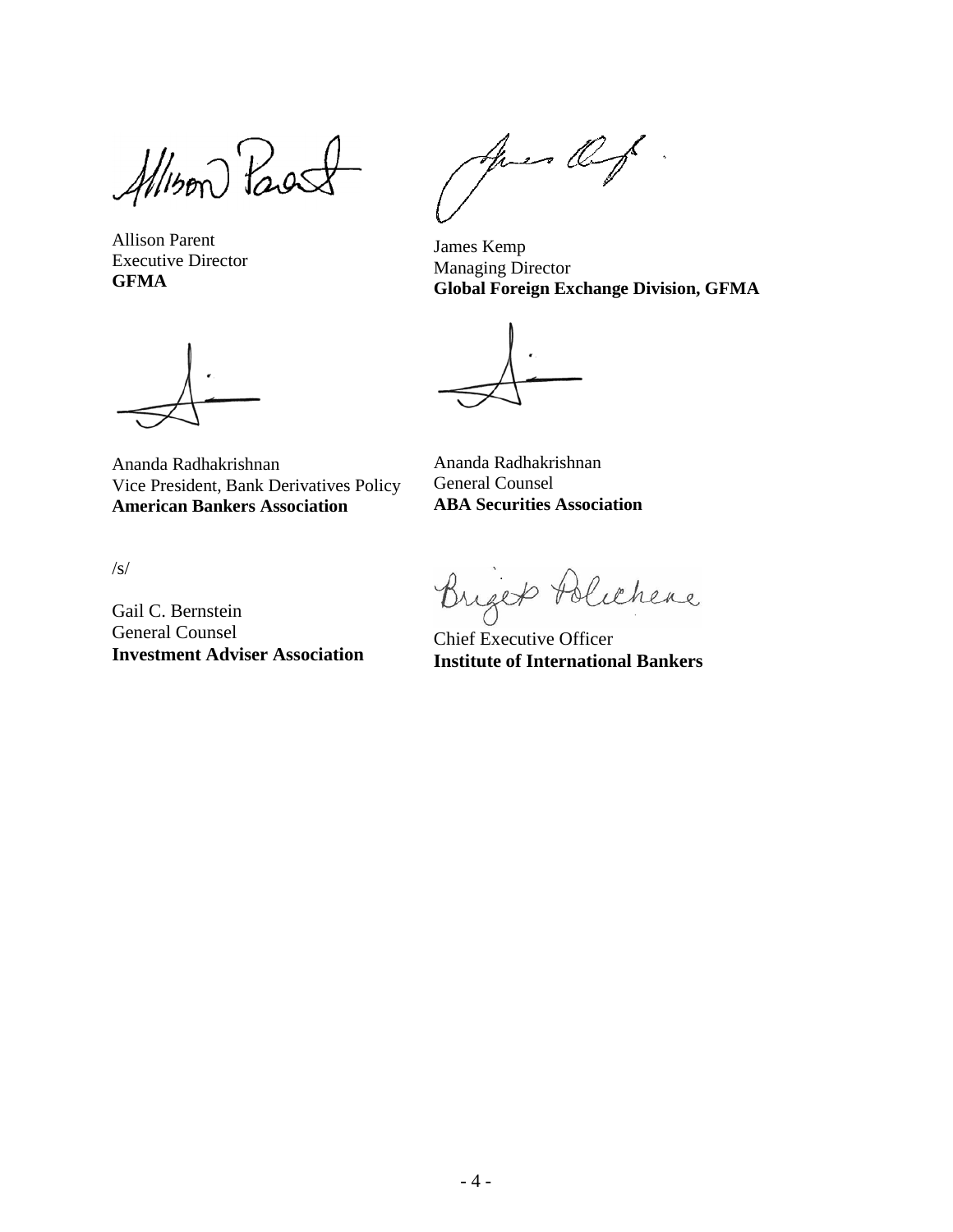Allison Parent
Executive Director
**GFMA**

James Kemp
Managing Director
**Global Foreign Exchange Division, GFMA**

Ananda Radhakrishnan
Vice President, Bank Derivatives Policy
**American Bankers Association**

Ananda Radhakrishnan
General Counsel
**ABA Securities Association**

/s/

Gail C. Bernstein
General Counsel
**Investment Adviser Association**

Chief Executive Officer
**Institute of International Bankers**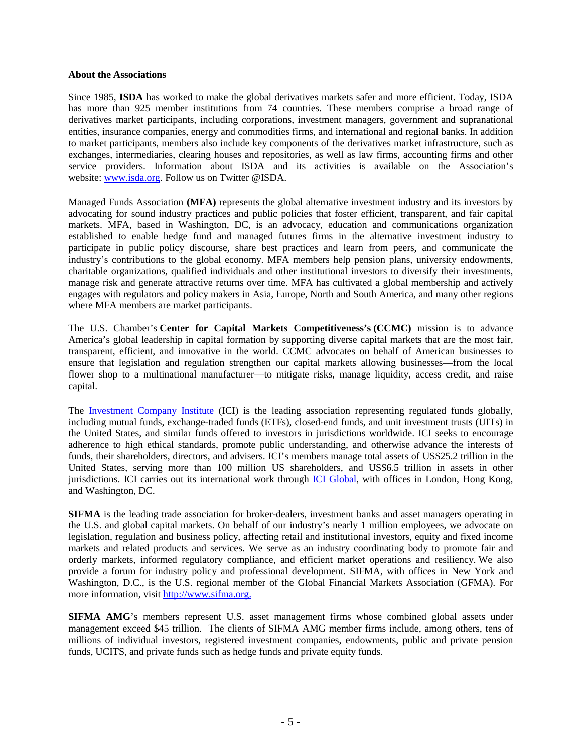**About the Associations**

Since 1985, **ISDA** has worked to make the global derivatives markets safer and more efficient. Today, ISDA has more than 925 member institutions from 74 countries. These members comprise a broad range of derivatives market participants, including corporations, investment managers, government and supranational entities, insurance companies, energy and commodities firms, and international and regional banks. In addition to market participants, members also include key components of the derivatives market infrastructure, such as exchanges, intermediaries, clearing houses and repositories, as well as law firms, accounting firms and other service providers. Information about ISDA and its activities is available on the Association's website: [www.isda.org](www.isda.org). Follow us on Twitter @ISDA.

Managed Funds Association **(MFA)** represents the global alternative investment industry and its investors by advocating for sound industry practices and public policies that foster efficient, transparent, and fair capital markets. MFA, based in Washington, DC, is an advocacy, education and communications organization established to enable hedge fund and managed futures firms in the alternative investment industry to participate in public policy discourse, share best practices and learn from peers, and communicate the industry's contributions to the global economy. MFA members help pension plans, university endowments, charitable organizations, qualified individuals and other institutional investors to diversify their investments, manage risk and generate attractive returns over time. MFA has cultivated a global membership and actively engages with regulators and policy makers in Asia, Europe, North and South America, and many other regions where MFA members are market participants.

The U.S. Chamber's **Center for Capital Markets Competitiveness's (CCMC)** mission is to advance America's global leadership in capital formation by supporting diverse capital markets that are the most fair, transparent, efficient, and innovative in the world. CCMC advocates on behalf of American businesses to ensure that legislation and regulation strengthen our capital markets allowing businesses—from the local flower shop to a multinational manufacturer—to mitigate risks, manage liquidity, access credit, and raise capital.

The [Investment Company Institute](Investment Company Institute) (ICI) is the leading association representing regulated funds globally, including mutual funds, exchange-traded funds (ETFs), closed-end funds, and unit investment trusts (UITs) in the United States, and similar funds offered to investors in jurisdictions worldwide. ICI seeks to encourage adherence to high ethical standards, promote public understanding, and otherwise advance the interests of funds, their shareholders, directors, and advisers. ICI's members manage total assets of US$25.2 trillion in the United States, serving more than 100 million US shareholders, and US$6.5 trillion in assets in other jurisdictions. ICI carries out its international work through [ICI Global](ICI Global), with offices in London, Hong Kong, and Washington, DC.

**SIFMA** is the leading trade association for broker-dealers, investment banks and asset managers operating in the U.S. and global capital markets. On behalf of our industry's nearly 1 million employees, we advocate on legislation, regulation and business policy, affecting retail and institutional investors, equity and fixed income markets and related products and services. We serve as an industry coordinating body to promote fair and orderly markets, informed regulatory compliance, and efficient market operations and resiliency. We also provide a forum for industry policy and professional development. SIFMA, with offices in New York and Washington, D.C., is the U.S. regional member of the Global Financial Markets Association (GFMA). For more information, visit [http://www.sifma.org.](http://www.sifma.org)

**SIFMA AMG**'s members represent U.S. asset management firms whose combined global assets under management exceed $45 trillion. The clients of SIFMA AMG member firms include, among others, tens of millions of individual investors, registered investment companies, endowments, public and private pension funds, UCITS, and private funds such as hedge funds and private equity funds.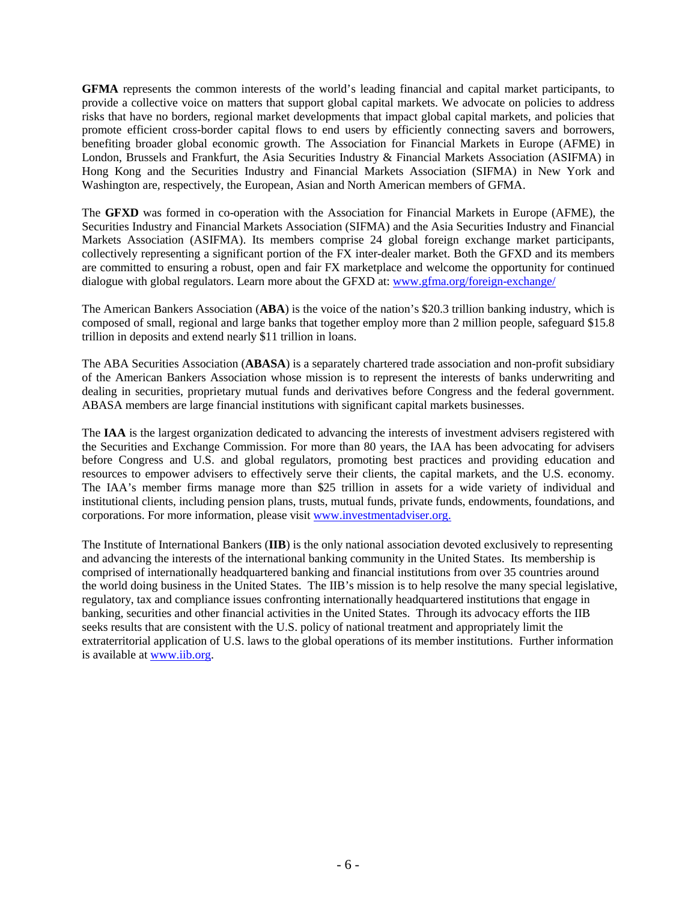**GFMA** represents the common interests of the world's leading financial and capital market participants, to provide a collective voice on matters that support global capital markets. We advocate on policies to address risks that have no borders, regional market developments that impact global capital markets, and policies that promote efficient cross-border capital flows to end users by efficiently connecting savers and borrowers, benefiting broader global economic growth. The Association for Financial Markets in Europe (AFME) in London, Brussels and Frankfurt, the Asia Securities Industry & Financial Markets Association (ASIFMA) in Hong Kong and the Securities Industry and Financial Markets Association (SIFMA) in New York and Washington are, respectively, the European, Asian and North American members of GFMA.

The **GFXD** was formed in co-operation with the Association for Financial Markets in Europe (AFME), the Securities Industry and Financial Markets Association (SIFMA) and the Asia Securities Industry and Financial Markets Association (ASIFMA). Its members comprise 24 global foreign exchange market participants, collectively representing a significant portion of the FX inter-dealer market. Both the GFXD and its members are committed to ensuring a robust, open and fair FX marketplace and welcome the opportunity for continued dialogue with global regulators. Learn more about the GFXD at: www.gfma.org/foreign-exchange/

The American Bankers Association (**ABA**) is the voice of the nation's $20.3 trillion banking industry, which is composed of small, regional and large banks that together employ more than 2 million people, safeguard $15.8 trillion in deposits and extend nearly $11 trillion in loans.

The ABA Securities Association (**ABASA**) is a separately chartered trade association and non-profit subsidiary of the American Bankers Association whose mission is to represent the interests of banks underwriting and dealing in securities, proprietary mutual funds and derivatives before Congress and the federal government. ABASA members are large financial institutions with significant capital markets businesses.

The **IAA** is the largest organization dedicated to advancing the interests of investment advisers registered with the Securities and Exchange Commission. For more than 80 years, the IAA has been advocating for advisers before Congress and U.S. and global regulators, promoting best practices and providing education and resources to empower advisers to effectively serve their clients, the capital markets, and the U.S. economy. The IAA's member firms manage more than $25 trillion in assets for a wide variety of individual and institutional clients, including pension plans, trusts, mutual funds, private funds, endowments, foundations, and corporations. For more information, please visit www.investmentadviser.org.

The Institute of International Bankers (**IIB**) is the only national association devoted exclusively to representing and advancing the interests of the international banking community in the United States. Its membership is comprised of internationally headquartered banking and financial institutions from over 35 countries around the world doing business in the United States. The IIB's mission is to help resolve the many special legislative, regulatory, tax and compliance issues confronting internationally headquartered institutions that engage in banking, securities and other financial activities in the United States. Through its advocacy efforts the IIB seeks results that are consistent with the U.S. policy of national treatment and appropriately limit the extraterritorial application of U.S. laws to the global operations of its member institutions. Further information is available at www.iib.org.